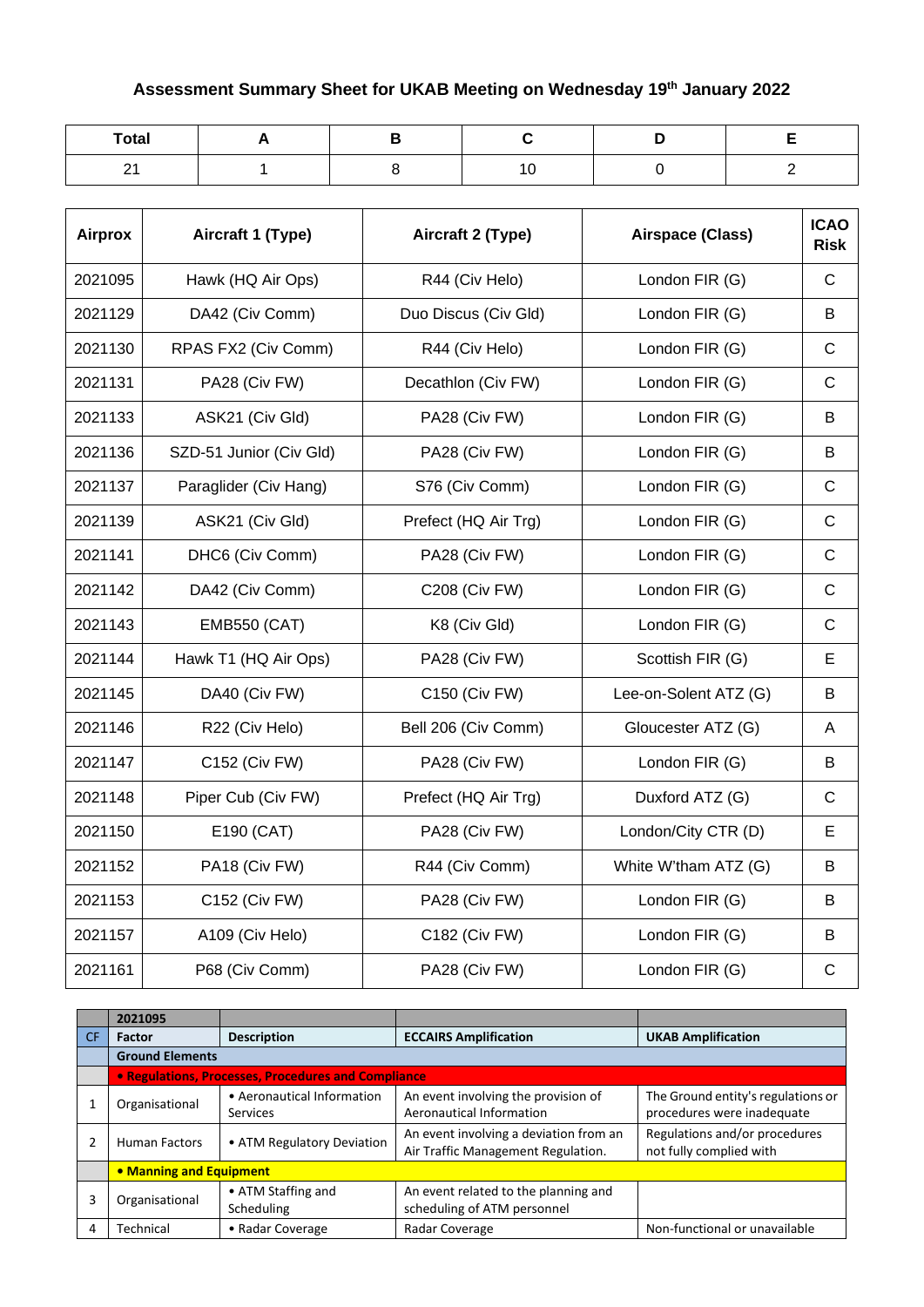# Assessment Summary Sheet for UKAB Meeting on Wednesday 19th January 2022

| Total | A | B | C | D | E |
|---|---|---|---|---|---|
| 21 | 1 | 8 | 10 | 0 | 2 |

| Airprox | Aircraft 1 (Type) | Aircraft 2 (Type) | Airspace (Class) | ICAO Risk |
|---|---|---|---|---|
| 2021095 | Hawk (HQ Air Ops) | R44 (Civ Helo) | London FIR (G) | C |
| 2021129 | DA42 (Civ Comm) | Duo Discus (Civ Gld) | London FIR (G) | B |
| 2021130 | RPAS FX2 (Civ Comm) | R44 (Civ Helo) | London FIR (G) | C |
| 2021131 | PA28 (Civ FW) | Decathlon (Civ FW) | London FIR (G) | C |
| 2021133 | ASK21 (Civ Gld) | PA28 (Civ FW) | London FIR (G) | B |
| 2021136 | SZD-51 Junior (Civ Gld) | PA28 (Civ FW) | London FIR (G) | B |
| 2021137 | Paraglider (Civ Hang) | S76 (Civ Comm) | London FIR (G) | C |
| 2021139 | ASK21 (Civ Gld) | Prefect (HQ Air Trg) | London FIR (G) | C |
| 2021141 | DHC6 (Civ Comm) | PA28 (Civ FW) | London FIR (G) | C |
| 2021142 | DA42 (Civ Comm) | C208 (Civ FW) | London FIR (G) | C |
| 2021143 | EMB550 (CAT) | K8 (Civ Gld) | London FIR (G) | C |
| 2021144 | Hawk T1 (HQ Air Ops) | PA28 (Civ FW) | Scottish FIR (G) | E |
| 2021145 | DA40 (Civ FW) | C150 (Civ FW) | Lee-on-Solent ATZ (G) | B |
| 2021146 | R22 (Civ Helo) | Bell 206 (Civ Comm) | Gloucester ATZ (G) | A |
| 2021147 | C152 (Civ FW) | PA28 (Civ FW) | London FIR (G) | B |
| 2021148 | Piper Cub (Civ FW) | Prefect (HQ Air Trg) | Duxford ATZ (G) | C |
| 2021150 | E190 (CAT) | PA28 (Civ FW) | London/City CTR (D) | E |
| 2021152 | PA18 (Civ FW) | R44 (Civ Comm) | White W'tham ATZ (G) | B |
| 2021153 | C152 (Civ FW) | PA28 (Civ FW) | London FIR (G) | B |
| 2021157 | A109 (Civ Helo) | C182 (Civ FW) | London FIR (G) | B |
| 2021161 | P68 (Civ Comm) | PA28 (Civ FW) | London FIR (G) | C |

| | 2021095 | | | |
|---|---|---|---|---|
| CF | Factor | Description | ECCAIRS Amplification | UKAB Amplification |
| | **Ground Elements** | | | |
| | **• Regulations, Processes, Procedures and Compliance** | | | |
| 1 | Organisational | • Aeronautical Information Services | An event involving the provision of Aeronautical Information | The Ground entity's regulations or procedures were inadequate |
| 2 | Human Factors | • ATM Regulatory Deviation | An event involving a deviation from an Air Traffic Management Regulation. | Regulations and/or procedures not fully complied with |
| | **• Manning and Equipment** | | | |
| 3 | Organisational | • ATM Staffing and Scheduling | An event related to the planning and scheduling of ATM personnel | |
| 4 | Technical | • Radar Coverage | Radar Coverage | Non-functional or unavailable |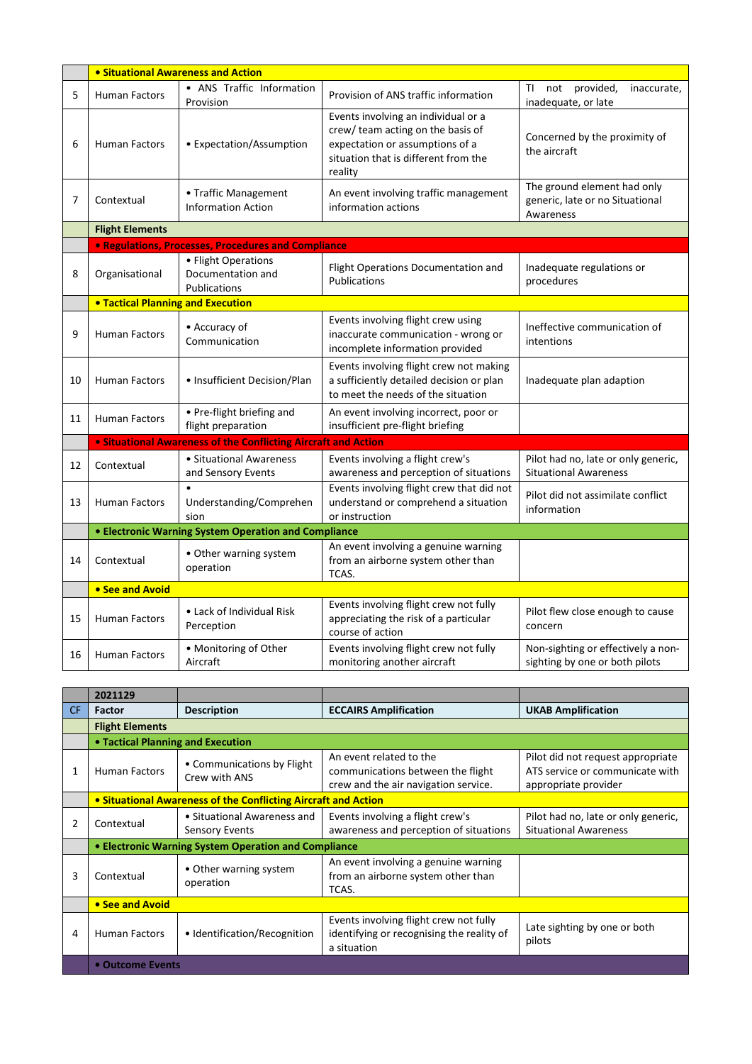| | | | | |
|---|---|---|---|---|
| | • Situational Awareness and Action | | | |
| 5 | Human Factors | • ANS Traffic Information Provision | Provision of ANS traffic information | TI not provided, inaccurate, inadequate, or late |
| 6 | Human Factors | • Expectation/Assumption | Events involving an individual or a crew/ team acting on the basis of expectation or assumptions of a situation that is different from the reality | Concerned by the proximity of the aircraft |
| 7 | Contextual | • Traffic Management Information Action | An event involving traffic management information actions | The ground element had only generic, late or no Situational Awareness |
| | Flight Elements | | | |
| | • Regulations, Processes, Procedures and Compliance | | | |
| 8 | Organisational | • Flight Operations Documentation and Publications | Flight Operations Documentation and Publications | Inadequate regulations or procedures |
| | • Tactical Planning and Execution | | | |
| 9 | Human Factors | • Accuracy of Communication | Events involving flight crew using inaccurate communication - wrong or incomplete information provided | Ineffective communication of intentions |
| 10 | Human Factors | • Insufficient Decision/Plan | Events involving flight crew not making a sufficiently detailed decision or plan to meet the needs of the situation | Inadequate plan adaption |
| 11 | Human Factors | • Pre-flight briefing and flight preparation | An event involving incorrect, poor or insufficient pre-flight briefing | |
| | • Situational Awareness of the Conflicting Aircraft and Action | | | |
| 12 | Contextual | • Situational Awareness and Sensory Events | Events involving a flight crew's awareness and perception of situations | Pilot had no, late or only generic, Situational Awareness |
| 13 | Human Factors | • Understanding/Comprehension | Events involving flight crew that did not understand or comprehend a situation or instruction | Pilot did not assimilate conflict information |
| | • Electronic Warning System Operation and Compliance | | | |
| 14 | Contextual | • Other warning system operation | An event involving a genuine warning from an airborne system other than TCAS. | |
| | • See and Avoid | | | |
| 15 | Human Factors | • Lack of Individual Risk Perception | Events involving flight crew not fully appreciating the risk of a particular course of action | Pilot flew close enough to cause concern |
| 16 | Human Factors | • Monitoring of Other Aircraft | Events involving flight crew not fully monitoring another aircraft | Non-sighting or effectively a non-sighting by one or both pilots |

| | 2021129 | | | |
|---|---|---|---|---|
| CF | Factor | Description | ECCAIRS Amplification | UKAB Amplification |
| | Flight Elements | | | |
| | • Tactical Planning and Execution | | | |
| 1 | Human Factors | • Communications by Flight Crew with ANS | An event related to the communications between the flight crew and the air navigation service. | Pilot did not request appropriate ATS service or communicate with appropriate provider |
| | • Situational Awareness of the Conflicting Aircraft and Action | | | |
| 2 | Contextual | • Situational Awareness and Sensory Events | Events involving a flight crew's awareness and perception of situations | Pilot had no, late or only generic, Situational Awareness |
| | • Electronic Warning System Operation and Compliance | | | |
| 3 | Contextual | • Other warning system operation | An event involving a genuine warning from an airborne system other than TCAS. | |
| | • See and Avoid | | | |
| 4 | Human Factors | • Identification/Recognition | Events involving flight crew not fully identifying or recognising the reality of a situation | Late sighting by one or both pilots |
| | • Outcome Events | | | |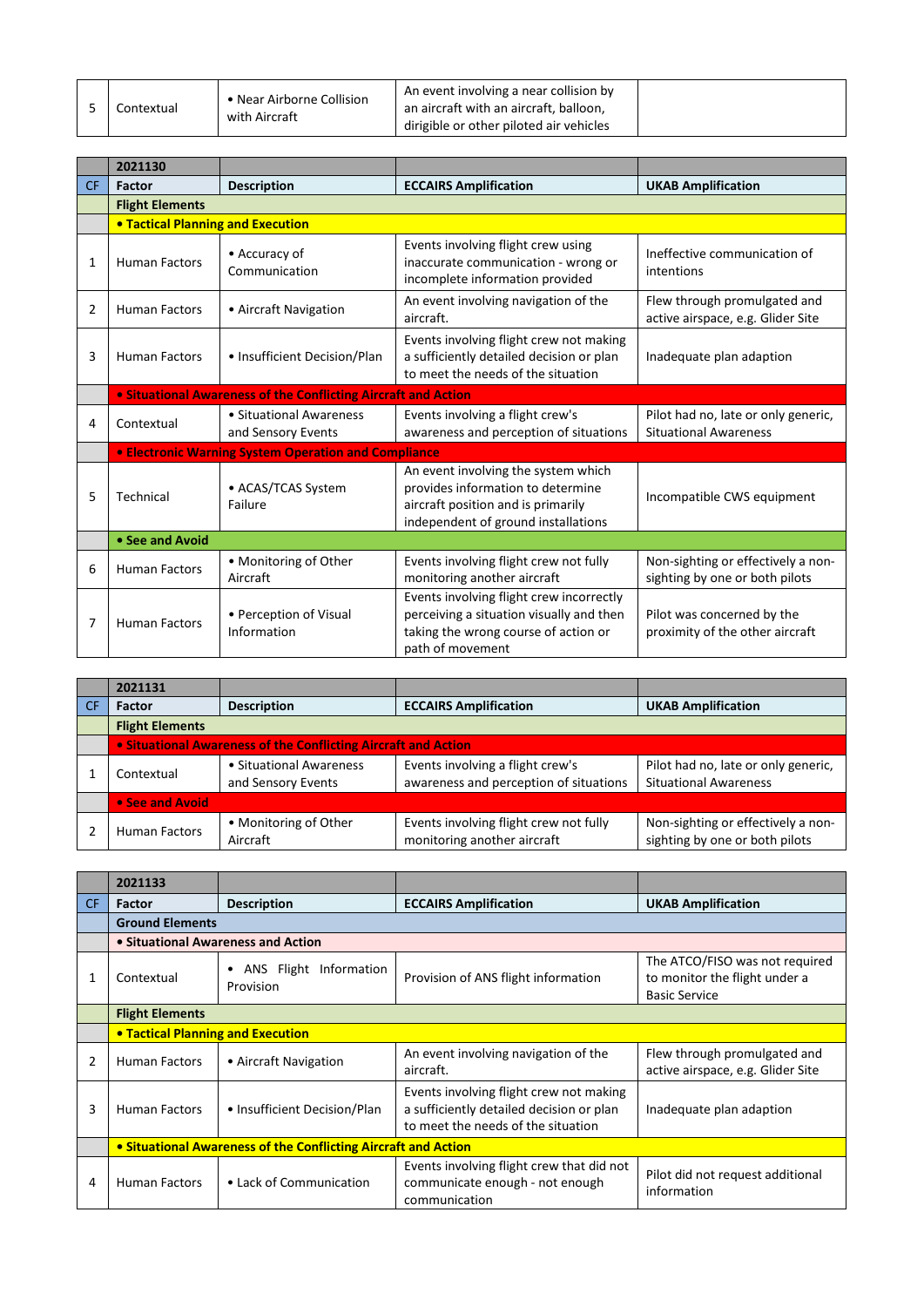| | | | | |
|---|---|---|---|---|
| 5 | Contextual | • Near Airborne Collision with Aircraft | An event involving a near collision by an aircraft with an aircraft, balloon, dirigible or other piloted air vehicles | |

| | 2021130 | | | |
|---|---|---|---|---|
| CF | Factor | Description | ECCAIRS Amplification | UKAB Amplification |
| | **Flight Elements** | | | |
| | **• Tactical Planning and Execution** | | | |
| 1 | Human Factors | • Accuracy of Communication | Events involving flight crew using inaccurate communication - wrong or incomplete information provided | Ineffective communication of intentions |
| 2 | Human Factors | • Aircraft Navigation | An event involving navigation of the aircraft. | Flew through promulgated and active airspace, e.g. Glider Site |
| 3 | Human Factors | • Insufficient Decision/Plan | Events involving flight crew not making a sufficiently detailed decision or plan to meet the needs of the situation | Inadequate plan adaption |
| | **• Situational Awareness of the Conflicting Aircraft and Action** | | | |
| 4 | Contextual | • Situational Awareness and Sensory Events | Events involving a flight crew's awareness and perception of situations | Pilot had no, late or only generic, Situational Awareness |
| | **• Electronic Warning System Operation and Compliance** | | | |
| 5 | Technical | • ACAS/TCAS System Failure | An event involving the system which provides information to determine aircraft position and is primarily independent of ground installations | Incompatible CWS equipment |
| | **• See and Avoid** | | | |
| 6 | Human Factors | • Monitoring of Other Aircraft | Events involving flight crew not fully monitoring another aircraft | Non-sighting or effectively a non-sighting by one or both pilots |
| 7 | Human Factors | • Perception of Visual Information | Events involving flight crew incorrectly perceiving a situation visually and then taking the wrong course of action or path of movement | Pilot was concerned by the proximity of the other aircraft |

| | 2021131 | | | |
|---|---|---|---|---|
| CF | Factor | Description | ECCAIRS Amplification | UKAB Amplification |
| | **Flight Elements** | | | |
| | **• Situational Awareness of the Conflicting Aircraft and Action** | | | |
| 1 | Contextual | • Situational Awareness and Sensory Events | Events involving a flight crew's awareness and perception of situations | Pilot had no, late or only generic, Situational Awareness |
| | **• See and Avoid** | | | |
| 2 | Human Factors | • Monitoring of Other Aircraft | Events involving flight crew not fully monitoring another aircraft | Non-sighting or effectively a non-sighting by one or both pilots |

| | 2021133 | | | |
|---|---|---|---|---|
| CF | Factor | Description | ECCAIRS Amplification | UKAB Amplification |
| | **Ground Elements** | | | |
| | **• Situational Awareness and Action** | | | |
| 1 | Contextual | • ANS Flight Information Provision | Provision of ANS flight information | The ATCO/FISO was not required to monitor the flight under a Basic Service |
| | **Flight Elements** | | | |
| | **• Tactical Planning and Execution** | | | |
| 2 | Human Factors | • Aircraft Navigation | An event involving navigation of the aircraft. | Flew through promulgated and active airspace, e.g. Glider Site |
| 3 | Human Factors | • Insufficient Decision/Plan | Events involving flight crew not making a sufficiently detailed decision or plan to meet the needs of the situation | Inadequate plan adaption |
| | **• Situational Awareness of the Conflicting Aircraft and Action** | | | |
| 4 | Human Factors | • Lack of Communication | Events involving flight crew that did not communicate enough - not enough communication | Pilot did not request additional information |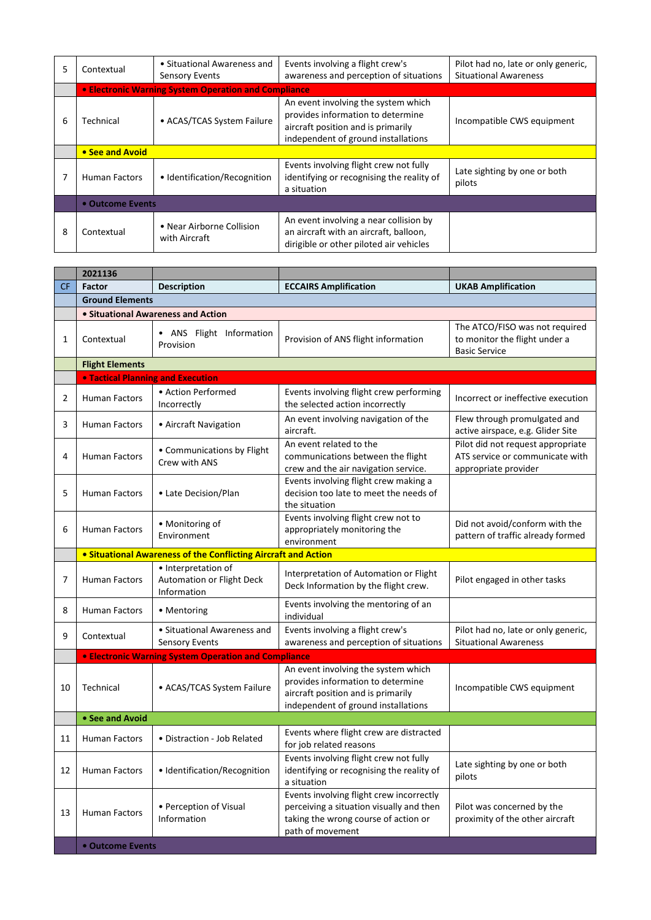| | | | | |
|---|---|---|---|---|
| 5 | Contextual | • Situational Awareness and Sensory Events | Events involving a flight crew's awareness and perception of situations | Pilot had no, late or only generic, Situational Awareness |
| | • Electronic Warning System Operation and Compliance | | | |
| 6 | Technical | • ACAS/TCAS System Failure | An event involving the system which provides information to determine aircraft position and is primarily independent of ground installations | Incompatible CWS equipment |
| | • See and Avoid | | | |
| 7 | Human Factors | • Identification/Recognition | Events involving flight crew not fully identifying or recognising the reality of a situation | Late sighting by one or both pilots |
| | • Outcome Events | | | |
| 8 | Contextual | • Near Airborne Collision with Aircraft | An event involving a near collision by an aircraft with an aircraft, balloon, dirigible or other piloted air vehicles | |

| | 2021136 | | | |
|---|---|---|---|---|
| CF | Factor | Description | ECCAIRS Amplification | UKAB Amplification |
| | Ground Elements | | | |
| | • Situational Awareness and Action | | | |
| 1 | Contextual | • ANS Flight Information Provision | Provision of ANS flight information | The ATCO/FISO was not required to monitor the flight under a Basic Service |
| | Flight Elements | | | |
| | • Tactical Planning and Execution | | | |
| 2 | Human Factors | • Action Performed Incorrectly | Events involving flight crew performing the selected action incorrectly | Incorrect or ineffective execution |
| 3 | Human Factors | • Aircraft Navigation | An event involving navigation of the aircraft. | Flew through promulgated and active airspace, e.g. Glider Site |
| 4 | Human Factors | • Communications by Flight Crew with ANS | An event related to the communications between the flight crew and the air navigation service. | Pilot did not request appropriate ATS service or communicate with appropriate provider |
| 5 | Human Factors | • Late Decision/Plan | Events involving flight crew making a decision too late to meet the needs of the situation | |
| 6 | Human Factors | • Monitoring of Environment | Events involving flight crew not to appropriately monitoring the environment | Did not avoid/conform with the pattern of traffic already formed |
| | • Situational Awareness of the Conflicting Aircraft and Action | | | |
| 7 | Human Factors | • Interpretation of Automation or Flight Deck Information | Interpretation of Automation or Flight Deck Information by the flight crew. | Pilot engaged in other tasks |
| 8 | Human Factors | • Mentoring | Events involving the mentoring of an individual | |
| 9 | Contextual | • Situational Awareness and Sensory Events | Events involving a flight crew's awareness and perception of situations | Pilot had no, late or only generic, Situational Awareness |
| | • Electronic Warning System Operation and Compliance | | | |
| 10 | Technical | • ACAS/TCAS System Failure | An event involving the system which provides information to determine aircraft position and is primarily independent of ground installations | Incompatible CWS equipment |
| | • See and Avoid | | | |
| 11 | Human Factors | • Distraction - Job Related | Events where flight crew are distracted for job related reasons | |
| 12 | Human Factors | • Identification/Recognition | Events involving flight crew not fully identifying or recognising the reality of a situation | Late sighting by one or both pilots |
| 13 | Human Factors | • Perception of Visual Information | Events involving flight crew incorrectly perceiving a situation visually and then taking the wrong course of action or path of movement | Pilot was concerned by the proximity of the other aircraft |
| | • Outcome Events | | | |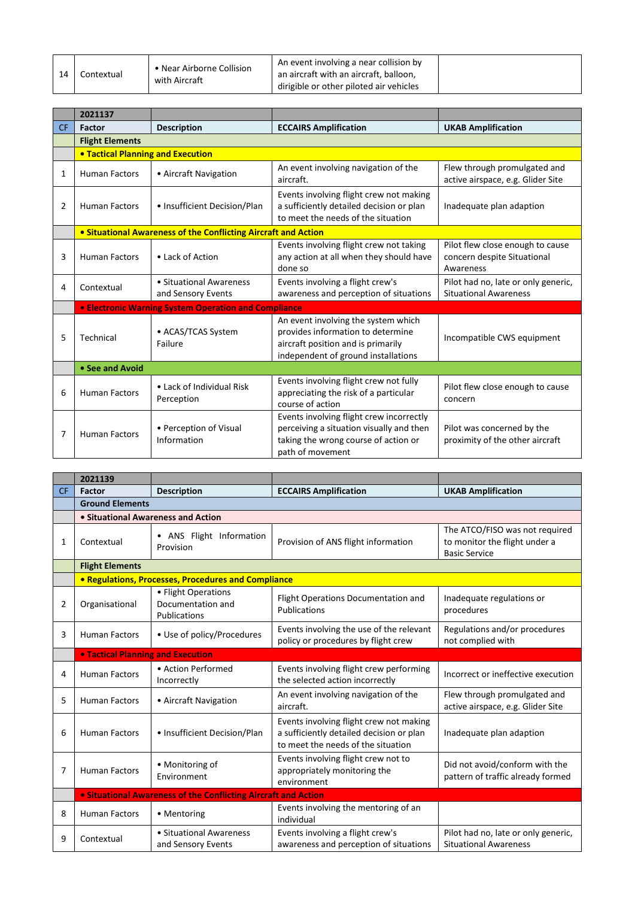| | | | | |
|---|---|---|---|---|
| 14 | Contextual | • Near Airborne Collision with Aircraft | An event involving a near collision by an aircraft with an aircraft, balloon, dirigible or other piloted air vehicles | |

| | 2021137 | | | |
|---|---|---|---|---|
| CF | Factor | Description | ECCAIRS Amplification | UKAB Amplification |
| | **Flight Elements** | | | |
| | **• Tactical Planning and Execution** | | | |
| 1 | Human Factors | • Aircraft Navigation | An event involving navigation of the aircraft. | Flew through promulgated and active airspace, e.g. Glider Site |
| 2 | Human Factors | • Insufficient Decision/Plan | Events involving flight crew not making a sufficiently detailed decision or plan to meet the needs of the situation | Inadequate plan adaption |
| | **• Situational Awareness of the Conflicting Aircraft and Action** | | | |
| 3 | Human Factors | • Lack of Action | Events involving flight crew not taking any action at all when they should have done so | Pilot flew close enough to cause concern despite Situational Awareness |
| 4 | Contextual | • Situational Awareness and Sensory Events | Events involving a flight crew's awareness and perception of situations | Pilot had no, late or only generic, Situational Awareness |
| | **• Electronic Warning System Operation and Compliance** | | | |
| 5 | Technical | • ACAS/TCAS System Failure | An event involving the system which provides information to determine aircraft position and is primarily independent of ground installations | Incompatible CWS equipment |
| | **• See and Avoid** | | | |
| 6 | Human Factors | • Lack of Individual Risk Perception | Events involving flight crew not fully appreciating the risk of a particular course of action | Pilot flew close enough to cause concern |
| 7 | Human Factors | • Perception of Visual Information | Events involving flight crew incorrectly perceiving a situation visually and then taking the wrong course of action or path of movement | Pilot was concerned by the proximity of the other aircraft |

| | 2021139 | | | |
|---|---|---|---|---|
| CF | Factor | Description | ECCAIRS Amplification | UKAB Amplification |
| | **Ground Elements** | | | |
| | **• Situational Awareness and Action** | | | |
| 1 | Contextual | • ANS Flight Information Provision | Provision of ANS flight information | The ATCO/FISO was not required to monitor the flight under a Basic Service |
| | **Flight Elements** | | | |
| | **• Regulations, Processes, Procedures and Compliance** | | | |
| 2 | Organisational | • Flight Operations Documentation and Publications | Flight Operations Documentation and Publications | Inadequate regulations or procedures |
| 3 | Human Factors | • Use of policy/Procedures | Events involving the use of the relevant policy or procedures by flight crew | Regulations and/or procedures not complied with |
| | **• Tactical Planning and Execution** | | | |
| 4 | Human Factors | • Action Performed Incorrectly | Events involving flight crew performing the selected action incorrectly | Incorrect or ineffective execution |
| 5 | Human Factors | • Aircraft Navigation | An event involving navigation of the aircraft. | Flew through promulgated and active airspace, e.g. Glider Site |
| 6 | Human Factors | • Insufficient Decision/Plan | Events involving flight crew not making a sufficiently detailed decision or plan to meet the needs of the situation | Inadequate plan adaption |
| 7 | Human Factors | • Monitoring of Environment | Events involving flight crew not to appropriately monitoring the environment | Did not avoid/conform with the pattern of traffic already formed |
| | **• Situational Awareness of the Conflicting Aircraft and Action** | | | |
| 8 | Human Factors | • Mentoring | Events involving the mentoring of an individual | |
| 9 | Contextual | • Situational Awareness and Sensory Events | Events involving a flight crew's awareness and perception of situations | Pilot had no, late or only generic, Situational Awareness |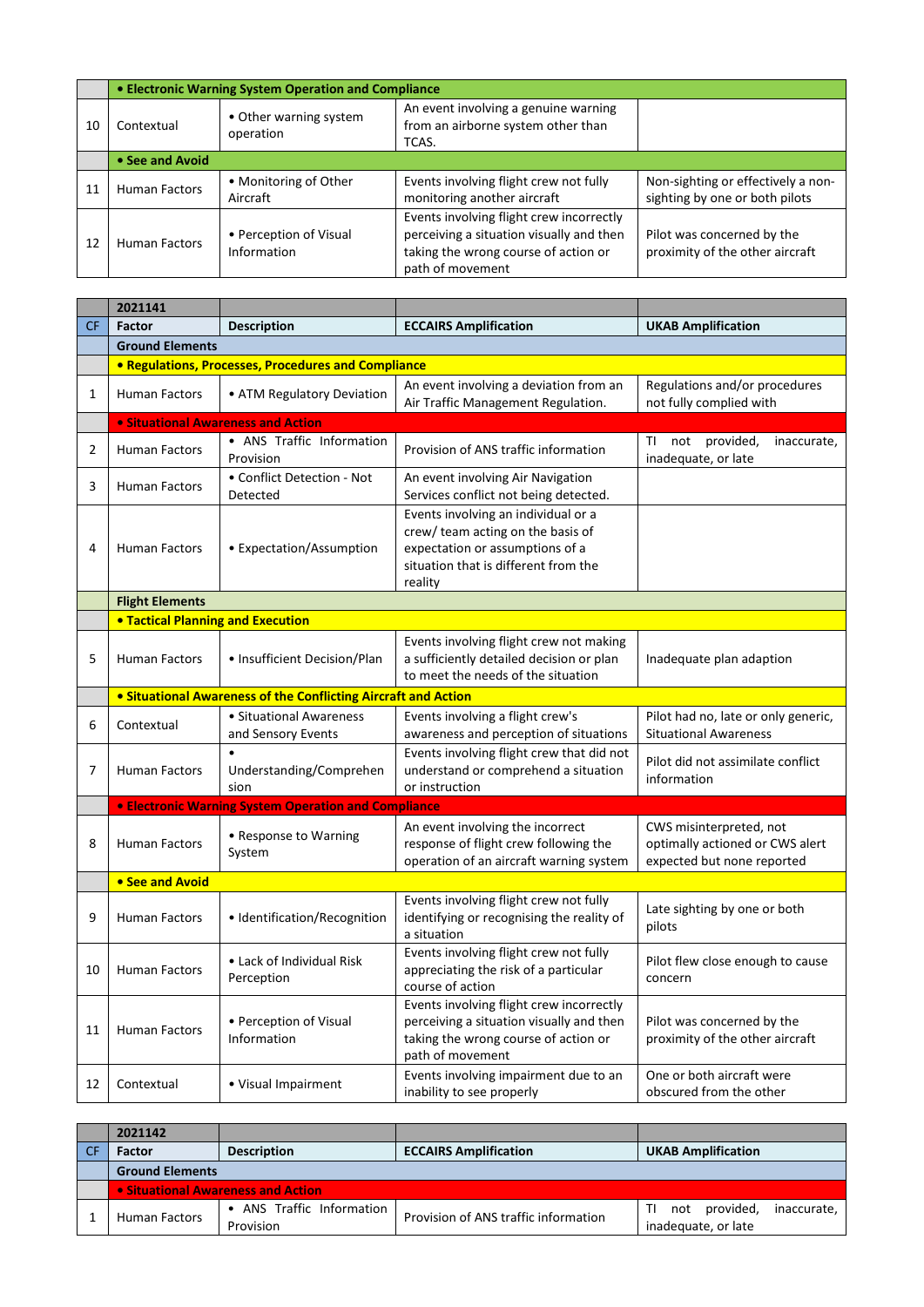| | | | | |
|---|---|---|---|---|
| | • Electronic Warning System Operation and Compliance | | | |
| 10 | Contextual | • Other warning system operation | An event involving a genuine warning from an airborne system other than TCAS. | |
| | • See and Avoid | | | |
| 11 | Human Factors | • Monitoring of Other Aircraft | Events involving flight crew not fully monitoring another aircraft | Non-sighting or effectively a non-sighting by one or both pilots |
| 12 | Human Factors | • Perception of Visual Information | Events involving flight crew incorrectly perceiving a situation visually and then taking the wrong course of action or path of movement | Pilot was concerned by the proximity of the other aircraft |

| | 2021141 | | | |
|---|---|---|---|---|
| CF | Factor | Description | ECCAIRS Amplification | UKAB Amplification |
| | Ground Elements | | | |
| | • Regulations, Processes, Procedures and Compliance | | | |
| 1 | Human Factors | • ATM Regulatory Deviation | An event involving a deviation from an Air Traffic Management Regulation. | Regulations and/or procedures not fully complied with |
| | • Situational Awareness and Action | | | |
| 2 | Human Factors | • ANS Traffic Information Provision | Provision of ANS traffic information | TI not provided, inaccurate, inadequate, or late |
| 3 | Human Factors | • Conflict Detection - Not Detected | An event involving Air Navigation Services conflict not being detected. | |
| 4 | Human Factors | • Expectation/Assumption | Events involving an individual or a crew/ team acting on the basis of expectation or assumptions of a situation that is different from the reality | |
| | Flight Elements | | | |
| | • Tactical Planning and Execution | | | |
| 5 | Human Factors | • Insufficient Decision/Plan | Events involving flight crew not making a sufficiently detailed decision or plan to meet the needs of the situation | Inadequate plan adaption |
| | • Situational Awareness of the Conflicting Aircraft and Action | | | |
| 6 | Contextual | • Situational Awareness and Sensory Events | Events involving a flight crew's awareness and perception of situations | Pilot had no, late or only generic, Situational Awareness |
| 7 | Human Factors | • Understanding/Comprehension | Events involving flight crew that did not understand or comprehend a situation or instruction | Pilot did not assimilate conflict information |
| | • Electronic Warning System Operation and Compliance | | | |
| 8 | Human Factors | • Response to Warning System | An event involving the incorrect response of flight crew following the operation of an aircraft warning system | CWS misinterpreted, not optimally actioned or CWS alert expected but none reported |
| | • See and Avoid | | | |
| 9 | Human Factors | • Identification/Recognition | Events involving flight crew not fully identifying or recognising the reality of a situation | Late sighting by one or both pilots |
| 10 | Human Factors | • Lack of Individual Risk Perception | Events involving flight crew not fully appreciating the risk of a particular course of action | Pilot flew close enough to cause concern |
| 11 | Human Factors | • Perception of Visual Information | Events involving flight crew incorrectly perceiving a situation visually and then taking the wrong course of action or path of movement | Pilot was concerned by the proximity of the other aircraft |
| 12 | Contextual | • Visual Impairment | Events involving impairment due to an inability to see properly | One or both aircraft were obscured from the other |

| | 2021142 | | | |
|---|---|---|---|---|
| CF | Factor | Description | ECCAIRS Amplification | UKAB Amplification |
| | Ground Elements | | | |
| | • Situational Awareness and Action | | | |
| 1 | Human Factors | • ANS Traffic Information Provision | Provision of ANS traffic information | TI not provided, inaccurate, inadequate, or late |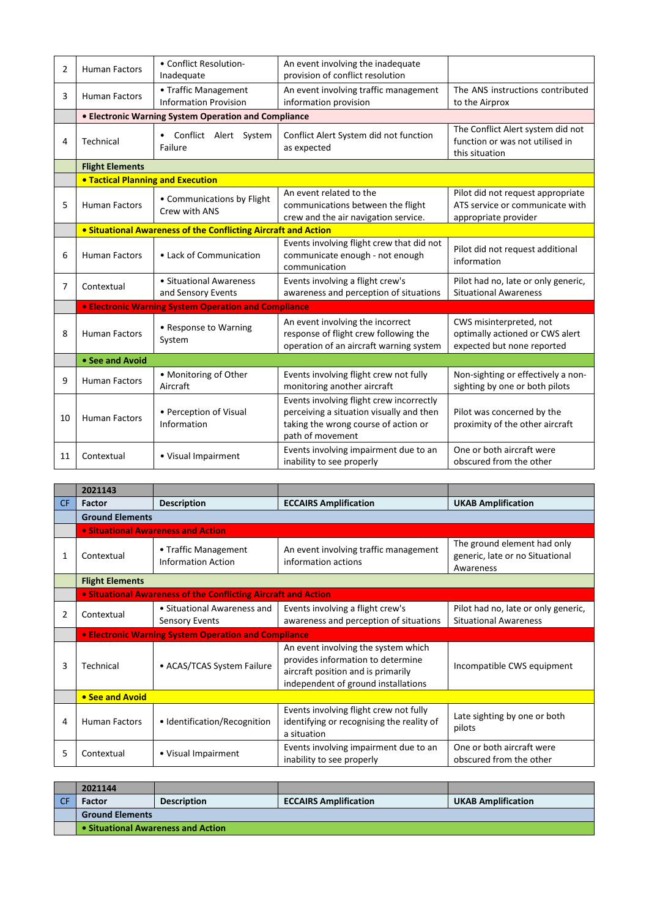| | | | | |
|---|---|---|---|---|
| 2 | Human Factors | • Conflict Resolution-Inadequate | An event involving the inadequate provision of conflict resolution | |
| 3 | Human Factors | • Traffic Management Information Provision | An event involving traffic management information provision | The ANS instructions contributed to the Airprox |
| | **• Electronic Warning System Operation and Compliance** | | | |
| 4 | Technical | • Conflict Alert System Failure | Conflict Alert System did not function as expected | The Conflict Alert system did not function or was not utilised in this situation |
| | **Flight Elements** | | | |
| | **• Tactical Planning and Execution** | | | |
| 5 | Human Factors | • Communications by Flight Crew with ANS | An event related to the communications between the flight crew and the air navigation service. | Pilot did not request appropriate ATS service or communicate with appropriate provider |
| | **• Situational Awareness of the Conflicting Aircraft and Action** | | | |
| 6 | Human Factors | • Lack of Communication | Events involving flight crew that did not communicate enough - not enough communication | Pilot did not request additional information |
| 7 | Contextual | • Situational Awareness and Sensory Events | Events involving a flight crew's awareness and perception of situations | Pilot had no, late or only generic, Situational Awareness |
| | **• Electronic Warning System Operation and Compliance** | | | |
| 8 | Human Factors | • Response to Warning System | An event involving the incorrect response of flight crew following the operation of an aircraft warning system | CWS misinterpreted, not optimally actioned or CWS alert expected but none reported |
| | **• See and Avoid** | | | |
| 9 | Human Factors | • Monitoring of Other Aircraft | Events involving flight crew not fully monitoring another aircraft | Non-sighting or effectively a non-sighting by one or both pilots |
| 10 | Human Factors | • Perception of Visual Information | Events involving flight crew incorrectly perceiving a situation visually and then taking the wrong course of action or path of movement | Pilot was concerned by the proximity of the other aircraft |
| 11 | Contextual | • Visual Impairment | Events involving impairment due to an inability to see properly | One or both aircraft were obscured from the other |

| | **2021143** | | | |
|---|---|---|---|---|
| CF | **Factor** | **Description** | **ECCAIRS Amplification** | **UKAB Amplification** |
| | **Ground Elements** | | | |
| | **• Situational Awareness and Action** | | | |
| 1 | Contextual | • Traffic Management Information Action | An event involving traffic management information actions | The ground element had only generic, late or no Situational Awareness |
| | **Flight Elements** | | | |
| | **• Situational Awareness of the Conflicting Aircraft and Action** | | | |
| 2 | Contextual | • Situational Awareness and Sensory Events | Events involving a flight crew's awareness and perception of situations | Pilot had no, late or only generic, Situational Awareness |
| | **• Electronic Warning System Operation and Compliance** | | | |
| 3 | Technical | • ACAS/TCAS System Failure | An event involving the system which provides information to determine aircraft position and is primarily independent of ground installations | Incompatible CWS equipment |
| | **• See and Avoid** | | | |
| 4 | Human Factors | • Identification/Recognition | Events involving flight crew not fully identifying or recognising the reality of a situation | Late sighting by one or both pilots |
| 5 | Contextual | • Visual Impairment | Events involving impairment due to an inability to see properly | One or both aircraft were obscured from the other |

| | **2021144** | | | |
|---|---|---|---|---|
| CF | **Factor** | **Description** | **ECCAIRS Amplification** | **UKAB Amplification** |
| | **Ground Elements** | | | |
| | **• Situational Awareness and Action** | | | |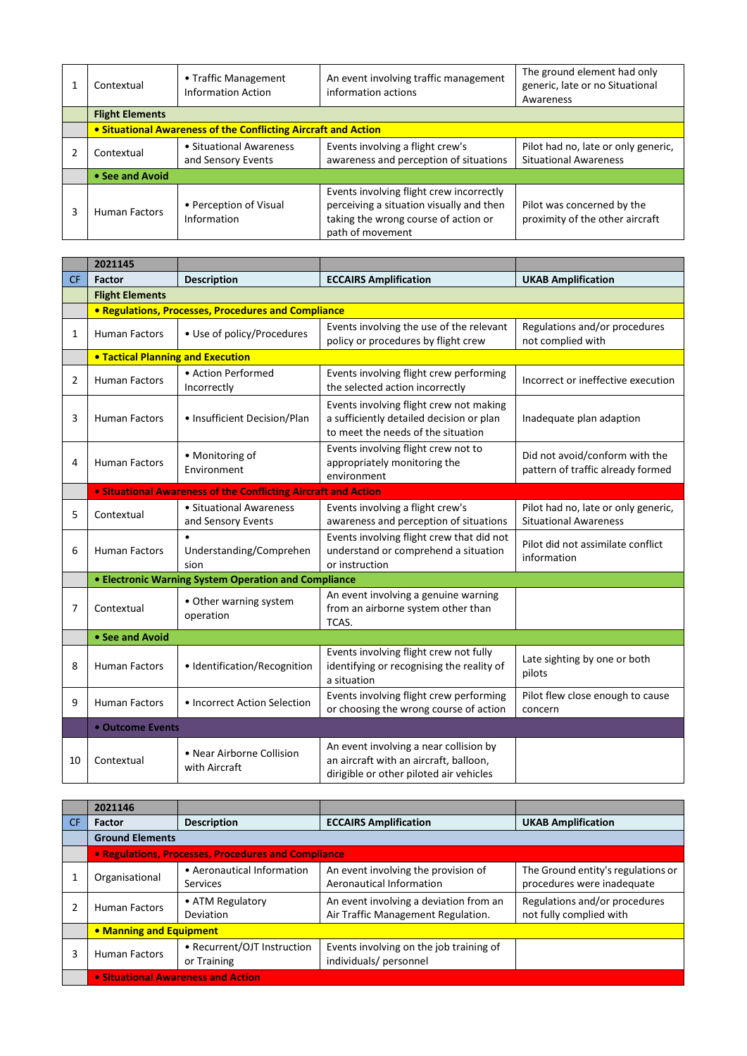| | | | | |
|---|---|---|---|---|
| 1 | Contextual | • Traffic Management Information Action | An event involving traffic management information actions | The ground element had only generic, late or no Situational Awareness |
| | **Flight Elements** | | | |
| | **• Situational Awareness of the Conflicting Aircraft and Action** | | | |
| 2 | Contextual | • Situational Awareness and Sensory Events | Events involving a flight crew's awareness and perception of situations | Pilot had no, late or only generic, Situational Awareness |
| | **• See and Avoid** | | | |
| 3 | Human Factors | • Perception of Visual Information | Events involving flight crew incorrectly perceiving a situation visually and then taking the wrong course of action or path of movement | Pilot was concerned by the proximity of the other aircraft |

| | **2021145** | | | |
|---|---|---|---|---|
| **CF** | **Factor** | **Description** | **ECCAIRS Amplification** | **UKAB Amplification** |
| | **Flight Elements** | | | |
| | **• Regulations, Processes, Procedures and Compliance** | | | |
| 1 | Human Factors | • Use of policy/Procedures | Events involving the use of the relevant policy or procedures by flight crew | Regulations and/or procedures not complied with |
| | **• Tactical Planning and Execution** | | | |
| 2 | Human Factors | • Action Performed Incorrectly | Events involving flight crew performing the selected action incorrectly | Incorrect or ineffective execution |
| 3 | Human Factors | • Insufficient Decision/Plan | Events involving flight crew not making a sufficiently detailed decision or plan to meet the needs of the situation | Inadequate plan adaption |
| 4 | Human Factors | • Monitoring of Environment | Events involving flight crew not to appropriately monitoring the environment | Did not avoid/conform with the pattern of traffic already formed |
| | **• Situational Awareness of the Conflicting Aircraft and Action** | | | |
| 5 | Contextual | • Situational Awareness and Sensory Events | Events involving a flight crew's awareness and perception of situations | Pilot had no, late or only generic, Situational Awareness |
| 6 | Human Factors | • Understanding/Comprehension | Events involving flight crew that did not understand or comprehend a situation or instruction | Pilot did not assimilate conflict information |
| | **• Electronic Warning System Operation and Compliance** | | | |
| 7 | Contextual | • Other warning system operation | An event involving a genuine warning from an airborne system other than TCAS. | |
| | **• See and Avoid** | | | |
| 8 | Human Factors | • Identification/Recognition | Events involving flight crew not fully identifying or recognising the reality of a situation | Late sighting by one or both pilots |
| 9 | Human Factors | • Incorrect Action Selection | Events involving flight crew performing or choosing the wrong course of action | Pilot flew close enough to cause concern |
| | **• Outcome Events** | | | |
| 10 | Contextual | • Near Airborne Collision with Aircraft | An event involving a near collision by an aircraft with an aircraft, balloon, dirigible or other piloted air vehicles | |

| | **2021146** | | | |
|---|---|---|---|---|
| **CF** | **Factor** | **Description** | **ECCAIRS Amplification** | **UKAB Amplification** |
| | **Ground Elements** | | | |
| | **• Regulations, Processes, Procedures and Compliance** | | | |
| 1 | Organisational | • Aeronautical Information Services | An event involving the provision of Aeronautical Information | The Ground entity's regulations or procedures were inadequate |
| 2 | Human Factors | • ATM Regulatory Deviation | An event involving a deviation from an Air Traffic Management Regulation. | Regulations and/or procedures not fully complied with |
| | **• Manning and Equipment** | | | |
| 3 | Human Factors | • Recurrent/OJT Instruction or Training | Events involving on the job training of individuals/ personnel | |
| | **• Situational Awareness and Action** | | | |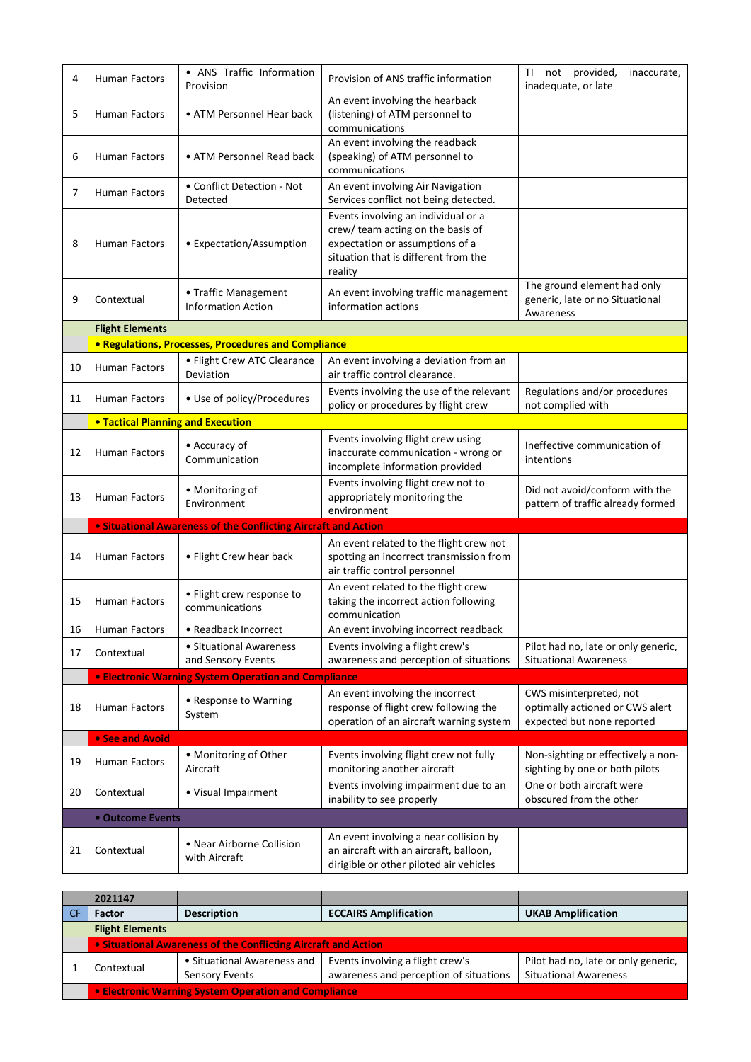| | | | | |
|---|---|---|---|---|
| 4 | Human Factors | • ANS Traffic Information Provision | Provision of ANS traffic information | TI not provided, inaccurate, inadequate, or late |
| 5 | Human Factors | • ATM Personnel Hear back | An event involving the hearback (listening) of ATM personnel to communications | |
| 6 | Human Factors | • ATM Personnel Read back | An event involving the readback (speaking) of ATM personnel to communications | |
| 7 | Human Factors | • Conflict Detection - Not Detected | An event involving Air Navigation Services conflict not being detected. | |
| 8 | Human Factors | • Expectation/Assumption | Events involving an individual or a crew/ team acting on the basis of expectation or assumptions of a situation that is different from the reality | |
| 9 | Contextual | • Traffic Management Information Action | An event involving traffic management information actions | The ground element had only generic, late or no Situational Awareness |
| | **Flight Elements** | | | |
| | **• Regulations, Processes, Procedures and Compliance** | | | |
| 10 | Human Factors | • Flight Crew ATC Clearance Deviation | An event involving a deviation from an air traffic control clearance. | |
| 11 | Human Factors | • Use of policy/Procedures | Events involving the use of the relevant policy or procedures by flight crew | Regulations and/or procedures not complied with |
| | **• Tactical Planning and Execution** | | | |
| 12 | Human Factors | • Accuracy of Communication | Events involving flight crew using inaccurate communication - wrong or incomplete information provided | Ineffective communication of intentions |
| 13 | Human Factors | • Monitoring of Environment | Events involving flight crew not to appropriately monitoring the environment | Did not avoid/conform with the pattern of traffic already formed |
| | **• Situational Awareness of the Conflicting Aircraft and Action** | | | |
| 14 | Human Factors | • Flight Crew hear back | An event related to the flight crew not spotting an incorrect transmission from air traffic control personnel | |
| 15 | Human Factors | • Flight crew response to communications | An event related to the flight crew taking the incorrect action following communication | |
| 16 | Human Factors | • Readback Incorrect | An event involving incorrect readback | |
| 17 | Contextual | • Situational Awareness and Sensory Events | Events involving a flight crew's awareness and perception of situations | Pilot had no, late or only generic, Situational Awareness |
| | **• Electronic Warning System Operation and Compliance** | | | |
| 18 | Human Factors | • Response to Warning System | An event involving the incorrect response of flight crew following the operation of an aircraft warning system | CWS misinterpreted, not optimally actioned or CWS alert expected but none reported |
| | **• See and Avoid** | | | |
| 19 | Human Factors | • Monitoring of Other Aircraft | Events involving flight crew not fully monitoring another aircraft | Non-sighting or effectively a non-sighting by one or both pilots |
| 20 | Contextual | • Visual Impairment | Events involving impairment due to an inability to see properly | One or both aircraft were obscured from the other |
| | **• Outcome Events** | | | |
| 21 | Contextual | • Near Airborne Collision with Aircraft | An event involving a near collision by an aircraft with an aircraft, balloon, dirigible or other piloted air vehicles | |

| | **2021147** | | | |
|---|---|---|---|---|
| CF | **Factor** | **Description** | **ECCAIRS Amplification** | **UKAB Amplification** |
| | **Flight Elements** | | | |
| | **• Situational Awareness of the Conflicting Aircraft and Action** | | | |
| 1 | Contextual | • Situational Awareness and Sensory Events | Events involving a flight crew's awareness and perception of situations | Pilot had no, late or only generic, Situational Awareness |
| | **• Electronic Warning System Operation and Compliance** | | | |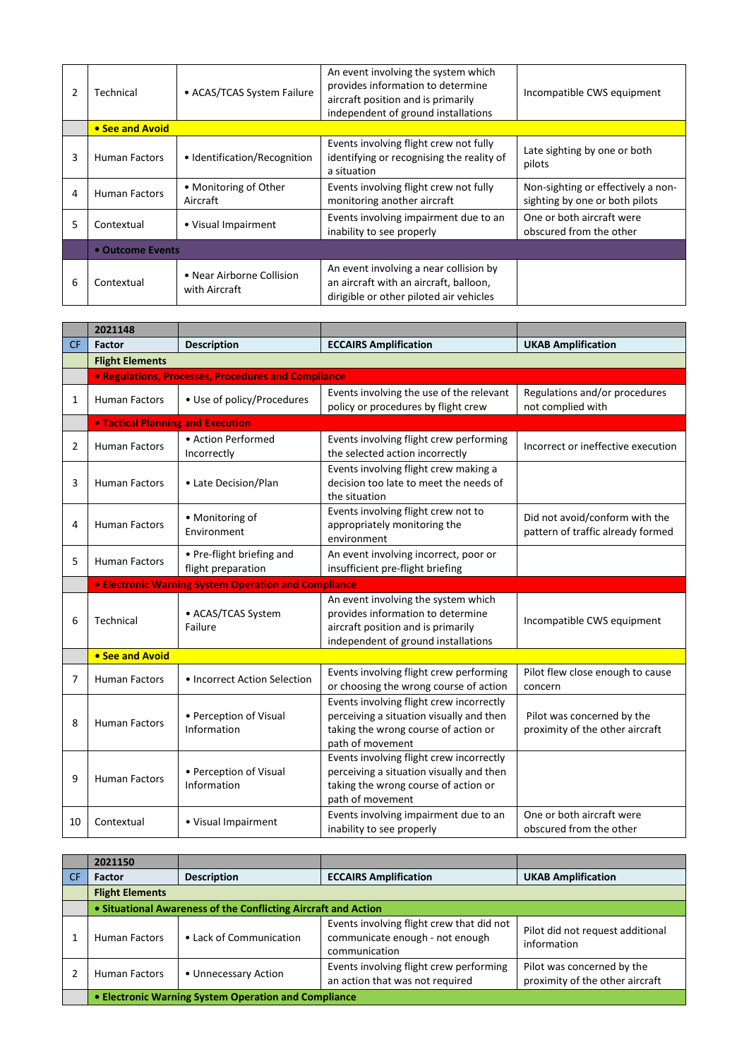| | | | | |
|---|---|---|---|---|
| 2 | Technical | • ACAS/TCAS System Failure | An event involving the system which provides information to determine aircraft position and is primarily independent of ground installations | Incompatible CWS equipment |
| | **• See and Avoid** | | | |
| 3 | Human Factors | • Identification/Recognition | Events involving flight crew not fully identifying or recognising the reality of a situation | Late sighting by one or both pilots |
| 4 | Human Factors | • Monitoring of Other Aircraft | Events involving flight crew not fully monitoring another aircraft | Non-sighting or effectively a non-sighting by one or both pilots |
| 5 | Contextual | • Visual Impairment | Events involving impairment due to an inability to see properly | One or both aircraft were obscured from the other |
| | **• Outcome Events** | | | |
| 6 | Contextual | • Near Airborne Collision with Aircraft | An event involving a near collision by an aircraft with an aircraft, balloon, dirigible or other piloted air vehicles | |

| | 2021148 | | | |
|---|---|---|---|---|
| CF | **Factor** | **Description** | **ECCAIRS Amplification** | **UKAB Amplification** |
| | **Flight Elements** | | | |
| | **• Regulations, Processes, Procedures and Compliance** | | | |
| 1 | Human Factors | • Use of policy/Procedures | Events involving the use of the relevant policy or procedures by flight crew | Regulations and/or procedures not complied with |
| | **• Tactical Planning and Execution** | | | |
| 2 | Human Factors | • Action Performed Incorrectly | Events involving flight crew performing the selected action incorrectly | Incorrect or ineffective execution |
| 3 | Human Factors | • Late Decision/Plan | Events involving flight crew making a decision too late to meet the needs of the situation | |
| 4 | Human Factors | • Monitoring of Environment | Events involving flight crew not to appropriately monitoring the environment | Did not avoid/conform with the pattern of traffic already formed |
| 5 | Human Factors | • Pre-flight briefing and flight preparation | An event involving incorrect, poor or insufficient pre-flight briefing | |
| | **• Electronic Warning System Operation and Compliance** | | | |
| 6 | Technical | • ACAS/TCAS System Failure | An event involving the system which provides information to determine aircraft position and is primarily independent of ground installations | Incompatible CWS equipment |
| | **• See and Avoid** | | | |
| 7 | Human Factors | • Incorrect Action Selection | Events involving flight crew performing or choosing the wrong course of action | Pilot flew close enough to cause concern |
| 8 | Human Factors | • Perception of Visual Information | Events involving flight crew incorrectly perceiving a situation visually and then taking the wrong course of action or path of movement | Pilot was concerned by the proximity of the other aircraft |
| 9 | Human Factors | • Perception of Visual Information | Events involving flight crew incorrectly perceiving a situation visually and then taking the wrong course of action or path of movement | |
| 10 | Contextual | • Visual Impairment | Events involving impairment due to an inability to see properly | One or both aircraft were obscured from the other |

| | 2021150 | | | |
|---|---|---|---|---|
| CF | **Factor** | **Description** | **ECCAIRS Amplification** | **UKAB Amplification** |
| | **Flight Elements** | | | |
| | **• Situational Awareness of the Conflicting Aircraft and Action** | | | |
| 1 | Human Factors | • Lack of Communication | Events involving flight crew that did not communicate enough - not enough communication | Pilot did not request additional information |
| 2 | Human Factors | • Unnecessary Action | Events involving flight crew performing an action that was not required | Pilot was concerned by the proximity of the other aircraft |
| | **• Electronic Warning System Operation and Compliance** | | | |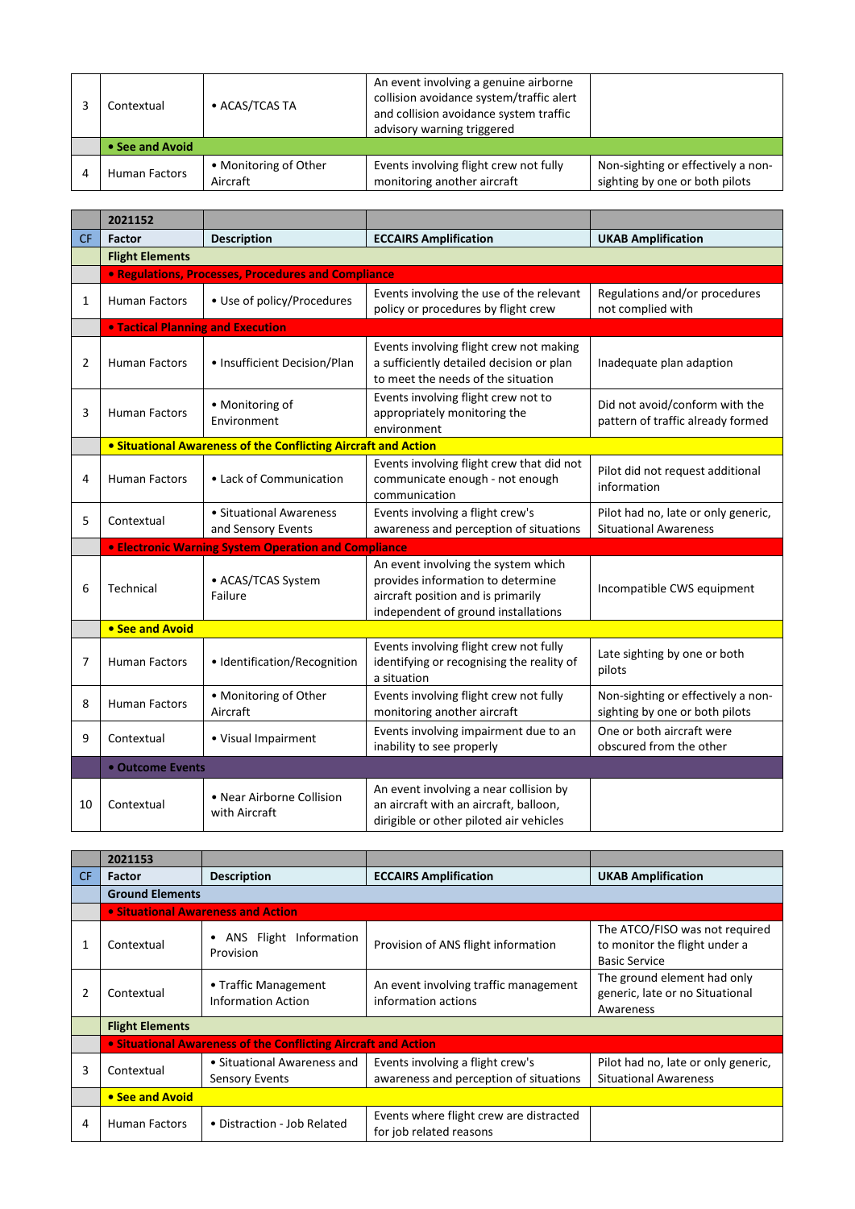| | | | | |
|---|---|---|---|---|
| 3 | Contextual | • ACAS/TCAS TA | An event involving a genuine airborne collision avoidance system/traffic alert and collision avoidance system traffic advisory warning triggered | |
| | **• See and Avoid** | | | |
| 4 | Human Factors | • Monitoring of Other Aircraft | Events involving flight crew not fully monitoring another aircraft | Non-sighting or effectively a non-sighting by one or both pilots |

| | 2021152 | | | |
|---|---|---|---|---|
| CF | **Factor** | **Description** | **ECCAIRS Amplification** | **UKAB Amplification** |
| | **Flight Elements** | | | |
| | **• Regulations, Processes, Procedures and Compliance** | | | |
| 1 | Human Factors | • Use of policy/Procedures | Events involving the use of the relevant policy or procedures by flight crew | Regulations and/or procedures not complied with |
| | **• Tactical Planning and Execution** | | | |
| 2 | Human Factors | • Insufficient Decision/Plan | Events involving flight crew not making a sufficiently detailed decision or plan to meet the needs of the situation | Inadequate plan adaption |
| 3 | Human Factors | • Monitoring of Environment | Events involving flight crew not to appropriately monitoring the environment | Did not avoid/conform with the pattern of traffic already formed |
| | **• Situational Awareness of the Conflicting Aircraft and Action** | | | |
| 4 | Human Factors | • Lack of Communication | Events involving flight crew that did not communicate enough - not enough communication | Pilot did not request additional information |
| 5 | Contextual | • Situational Awareness and Sensory Events | Events involving a flight crew's awareness and perception of situations | Pilot had no, late or only generic, Situational Awareness |
| | **• Electronic Warning System Operation and Compliance** | | | |
| 6 | Technical | • ACAS/TCAS System Failure | An event involving the system which provides information to determine aircraft position and is primarily independent of ground installations | Incompatible CWS equipment |
| | **• See and Avoid** | | | |
| 7 | Human Factors | • Identification/Recognition | Events involving flight crew not fully identifying or recognising the reality of a situation | Late sighting by one or both pilots |
| 8 | Human Factors | • Monitoring of Other Aircraft | Events involving flight crew not fully monitoring another aircraft | Non-sighting or effectively a non-sighting by one or both pilots |
| 9 | Contextual | • Visual Impairment | Events involving impairment due to an inability to see properly | One or both aircraft were obscured from the other |
| | **• Outcome Events** | | | |
| 10 | Contextual | • Near Airborne Collision with Aircraft | An event involving a near collision by an aircraft with an aircraft, balloon, dirigible or other piloted air vehicles | |

| | 2021153 | | | |
|---|---|---|---|---|
| CF | **Factor** | **Description** | **ECCAIRS Amplification** | **UKAB Amplification** |
| | **Ground Elements** | | | |
| | **• Situational Awareness and Action** | | | |
| 1 | Contextual | • ANS Flight Information Provision | Provision of ANS flight information | The ATCO/FISO was not required to monitor the flight under a Basic Service |
| 2 | Contextual | • Traffic Management Information Action | An event involving traffic management information actions | The ground element had only generic, late or no Situational Awareness |
| | **Flight Elements** | | | |
| | **• Situational Awareness of the Conflicting Aircraft and Action** | | | |
| 3 | Contextual | • Situational Awareness and Sensory Events | Events involving a flight crew's awareness and perception of situations | Pilot had no, late or only generic, Situational Awareness |
| | **• See and Avoid** | | | |
| 4 | Human Factors | • Distraction - Job Related | Events where flight crew are distracted for job related reasons | |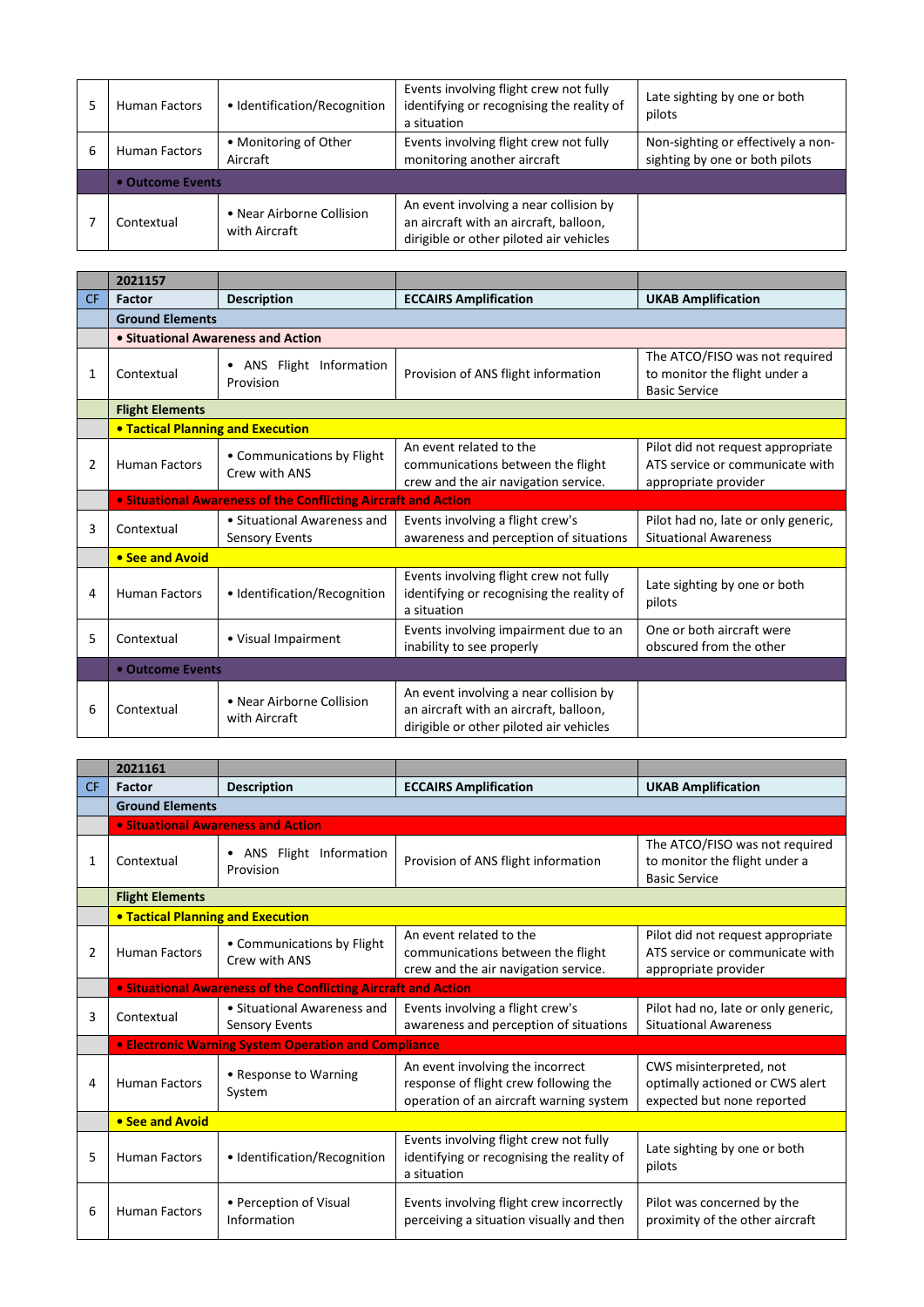| | | | | |
|---|---|---|---|---|
| 5 | Human Factors | • Identification/Recognition | Events involving flight crew not fully identifying or recognising the reality of a situation | Late sighting by one or both pilots |
| 6 | Human Factors | • Monitoring of Other Aircraft | Events involving flight crew not fully monitoring another aircraft | Non-sighting or effectively a non-sighting by one or both pilots |
| | **• Outcome Events** | | | |
| 7 | Contextual | • Near Airborne Collision with Aircraft | An event involving a near collision by an aircraft with an aircraft, balloon, dirigible or other piloted air vehicles | |

| | **2021157** | | | |
|---|---|---|---|---|
| CF | **Factor** | **Description** | **ECCAIRS Amplification** | **UKAB Amplification** |
| | **Ground Elements** | | | |
| | **• Situational Awareness and Action** | | | |
| 1 | Contextual | • ANS Flight Information Provision | Provision of ANS flight information | The ATCO/FISO was not required to monitor the flight under a Basic Service |
| | **Flight Elements** | | | |
| | **• Tactical Planning and Execution** | | | |
| 2 | Human Factors | • Communications by Flight Crew with ANS | An event related to the communications between the flight crew and the air navigation service. | Pilot did not request appropriate ATS service or communicate with appropriate provider |
| | **• Situational Awareness of the Conflicting Aircraft and Action** | | | |
| 3 | Contextual | • Situational Awareness and Sensory Events | Events involving a flight crew's awareness and perception of situations | Pilot had no, late or only generic, Situational Awareness |
| | **• See and Avoid** | | | |
| 4 | Human Factors | • Identification/Recognition | Events involving flight crew not fully identifying or recognising the reality of a situation | Late sighting by one or both pilots |
| 5 | Contextual | • Visual Impairment | Events involving impairment due to an inability to see properly | One or both aircraft were obscured from the other |
| | **• Outcome Events** | | | |
| 6 | Contextual | • Near Airborne Collision with Aircraft | An event involving a near collision by an aircraft with an aircraft, balloon, dirigible or other piloted air vehicles | |

| | **2021161** | | | |
|---|---|---|---|---|
| CF | **Factor** | **Description** | **ECCAIRS Amplification** | **UKAB Amplification** |
| | **Ground Elements** | | | |
| | **• Situational Awareness and Action** | | | |
| 1 | Contextual | • ANS Flight Information Provision | Provision of ANS flight information | The ATCO/FISO was not required to monitor the flight under a Basic Service |
| | **Flight Elements** | | | |
| | **• Tactical Planning and Execution** | | | |
| 2 | Human Factors | • Communications by Flight Crew with ANS | An event related to the communications between the flight crew and the air navigation service. | Pilot did not request appropriate ATS service or communicate with appropriate provider |
| | **• Situational Awareness of the Conflicting Aircraft and Action** | | | |
| 3 | Contextual | • Situational Awareness and Sensory Events | Events involving a flight crew's awareness and perception of situations | Pilot had no, late or only generic, Situational Awareness |
| | **• Electronic Warning System Operation and Compliance** | | | |
| 4 | Human Factors | • Response to Warning System | An event involving the incorrect response of flight crew following the operation of an aircraft warning system | CWS misinterpreted, not optimally actioned or CWS alert expected but none reported |
| | **• See and Avoid** | | | |
| 5 | Human Factors | • Identification/Recognition | Events involving flight crew not fully identifying or recognising the reality of a situation | Late sighting by one or both pilots |
| 6 | Human Factors | • Perception of Visual Information | Events involving flight crew incorrectly perceiving a situation visually and then | Pilot was concerned by the proximity of the other aircraft |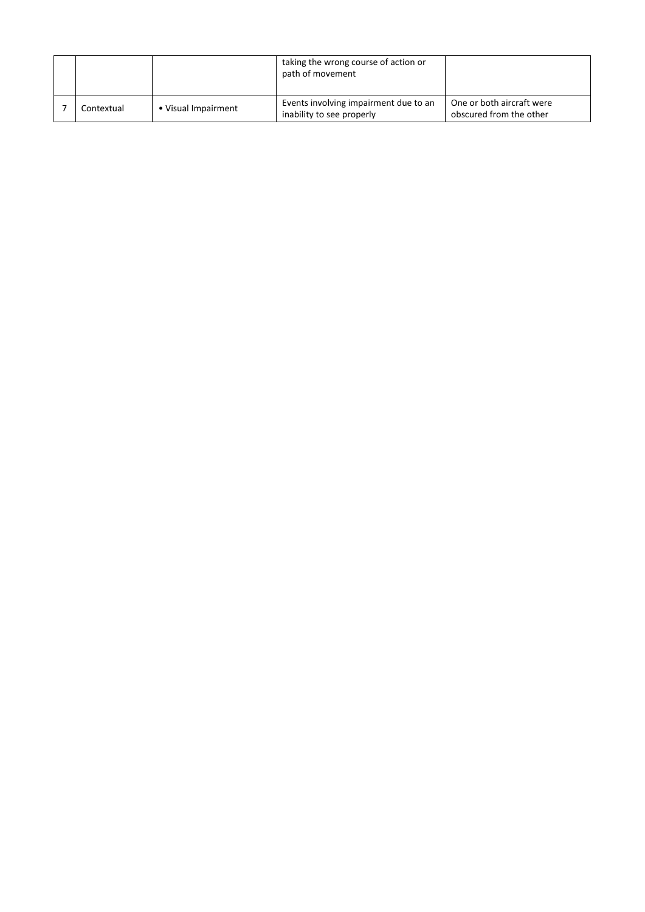| | | | | |
|---|---|---|---|---|
| | | | taking the wrong course of action or path of movement | |
| 7 | Contextual | • Visual Impairment | Events involving impairment due to an inability to see properly | One or both aircraft were obscured from the other |